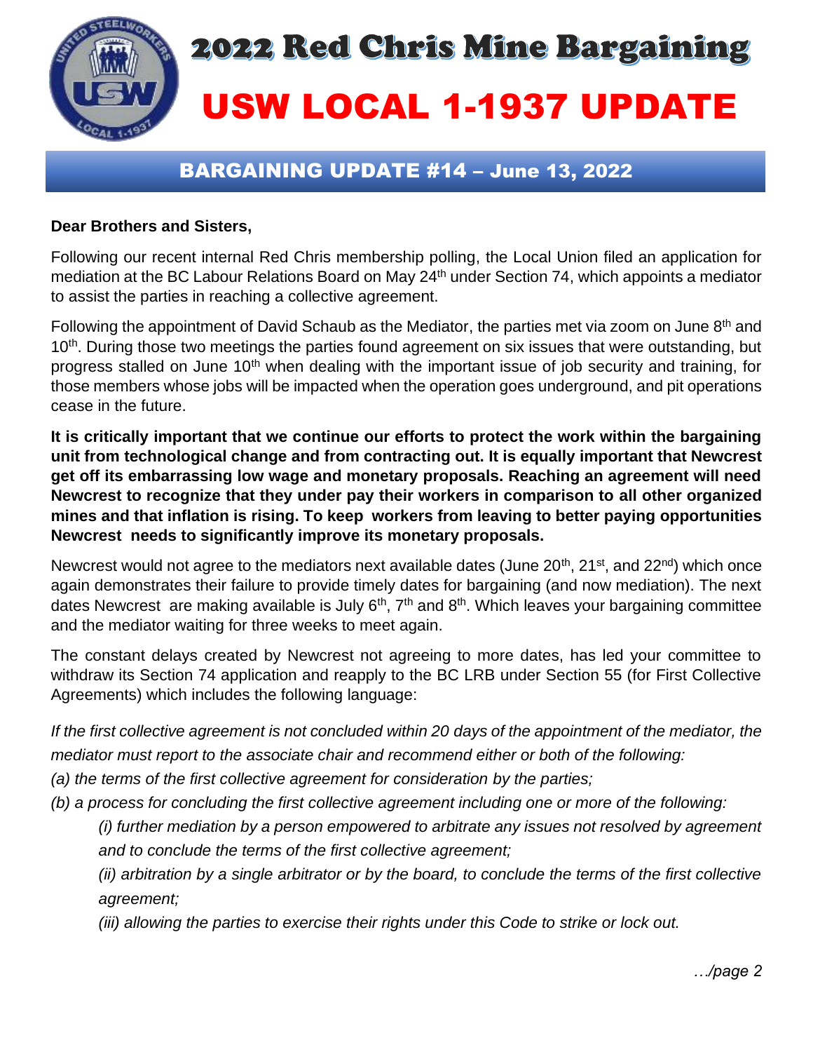# 2022 Red Chris Mine Bargaining

# USW LOCAL 1-1937 UPDATE

## BARGAINING UPDATE #14 – June 13, 2022

**Dear Brothers and Sisters,**

Following our recent internal Red Chris membership polling, the Local Union filed an application for mediation at the BC Labour Relations Board on May 24th under Section 74, which appoints a mediator to assist the parties in reaching a collective agreement.

Following the appointment of David Schaub as the Mediator, the parties met via zoom on June 8th and 10th. During those two meetings the parties found agreement on six issues that were outstanding, but progress stalled on June 10th when dealing with the important issue of job security and training, for those members whose jobs will be impacted when the operation goes underground, and pit operations cease in the future.

**It is critically important that we continue our efforts to protect the work within the bargaining unit from technological change and from contracting out. It is equally important that Newcrest get off its embarrassing low wage and monetary proposals. Reaching an agreement will need Newcrest to recognize that they under pay their workers in comparison to all other organized mines and that inflation is rising. To keep workers from leaving to better paying opportunities Newcrest needs to significantly improve its monetary proposals.**

Newcrest would not agree to the mediators next available dates (June 20th, 21st, and 22nd) which once again demonstrates their failure to provide timely dates for bargaining (and now mediation). The next dates Newcrest are making available is July 6th, 7th and 8th. Which leaves your bargaining committee and the mediator waiting for three weeks to meet again.

The constant delays created by Newcrest not agreeing to more dates, has led your committee to withdraw its Section 74 application and reapply to the BC LRB under Section 55 (for First Collective Agreements) which includes the following language:

*If the first collective agreement is not concluded within 20 days of the appointment of the mediator, the mediator must report to the associate chair and recommend either or both of the following:*

*(a) the terms of the first collective agreement for consideration by the parties;*

*(b) a process for concluding the first collective agreement including one or more of the following:*

> *(i) further mediation by a person empowered to arbitrate any issues not resolved by agreement and to conclude the terms of the first collective agreement;*
>
> *(ii) arbitration by a single arbitrator or by the board, to conclude the terms of the first collective agreement;*
>
> *(iii) allowing the parties to exercise their rights under this Code to strike or lock out.*

*…/page 2*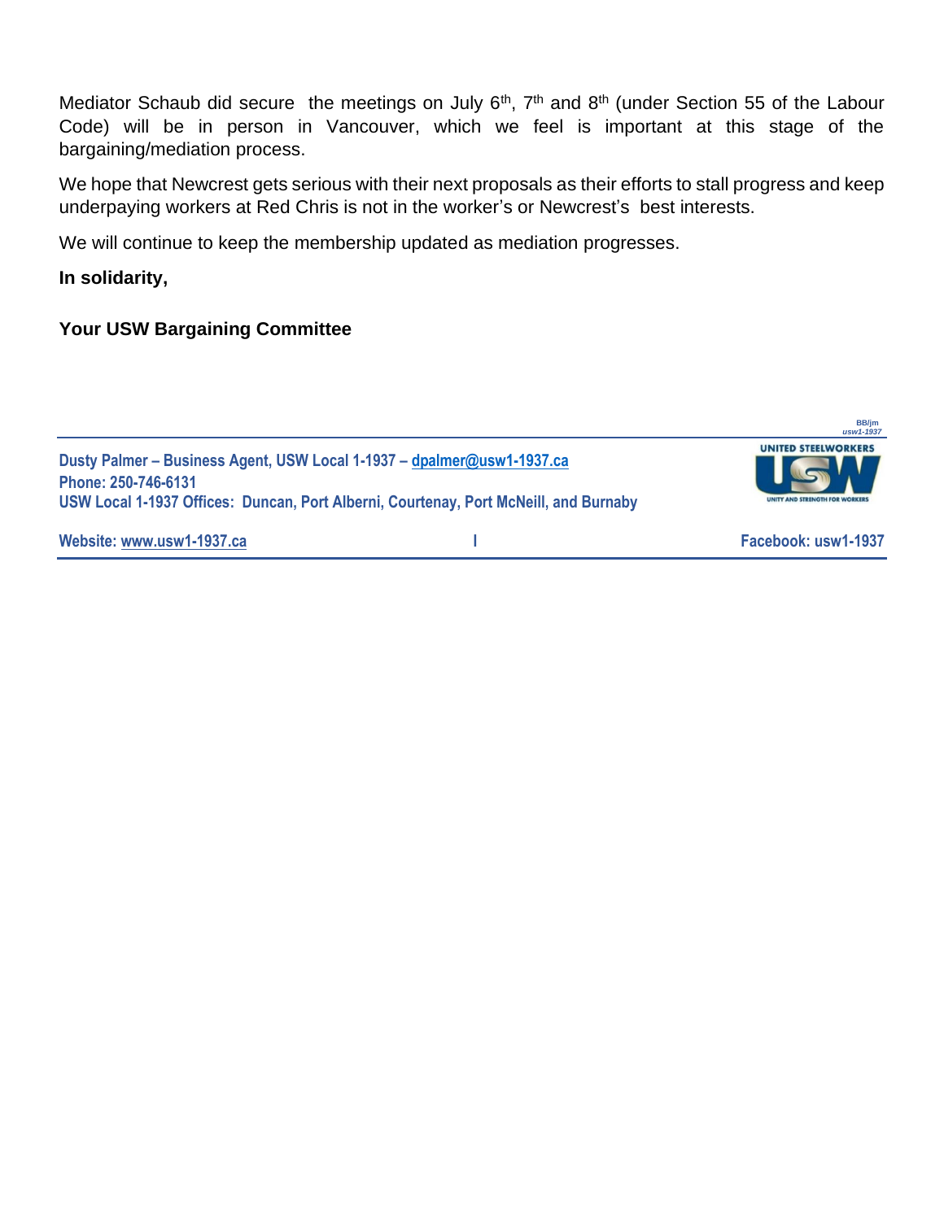Mediator Schaub did secure the meetings on July 6th, 7th and 8th (under Section 55 of the Labour Code) will be in person in Vancouver, which we feel is important at this stage of the bargaining/mediation process.

We hope that Newcrest gets serious with their next proposals as their efforts to stall progress and keep underpaying workers at Red Chris is not in the worker's or Newcrest's best interests.

We will continue to keep the membership updated as mediation progresses.

**In solidarity,**

**Your USW Bargaining Committee**

BB/jm
*usw1-1937*

UNITED STEELWORKERS
USW
UNITY AND STRENGTH FOR WORKERS

Dusty Palmer – Business Agent, USW Local 1-1937 – dpalmer@usw1-1937.ca
Phone: 250-746-6131
USW Local 1-1937 Offices: Duncan, Port Alberni, Courtenay, Port McNeill, and Burnaby

Website: www.usw1-1937.ca | Facebook: usw1-1937